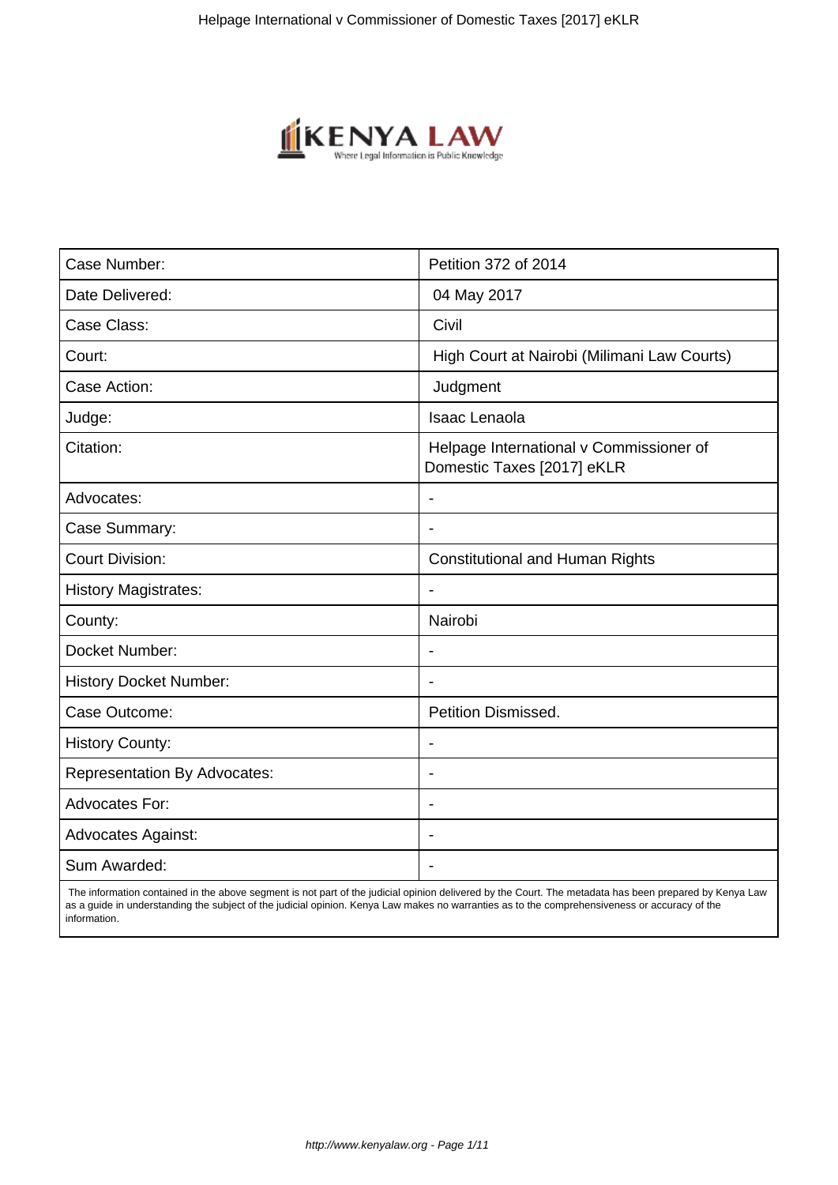| Case Number: | Petition 372 of 2014 |
|---|---|
| Date Delivered: | 04 May 2017 |
| Case Class: | Civil |
| Court: | High Court at Nairobi (Milimani Law Courts) |
| Case Action: | Judgment |
| Judge: | Isaac Lenaola |
| Citation: | Helpage International v Commissioner of Domestic Taxes [2017] eKLR |
| Advocates: | - |
| Case Summary: | - |
| Court Division: | Constitutional and Human Rights |
| History Magistrates: | - |
| County: | Nairobi |
| Docket Number: | - |
| History Docket Number: | - |
| Case Outcome: | Petition Dismissed. |
| History County: | - |
| Representation By Advocates: | - |
| Advocates For: | - |
| Advocates Against: | - |
| Sum Awarded: | - |

The information contained in the above segment is not part of the judicial opinion delivered by the Court. The metadata has been prepared by Kenya Law as a guide in understanding the subject of the judicial opinion. Kenya Law makes no warranties as to the comprehensiveness or accuracy of the information.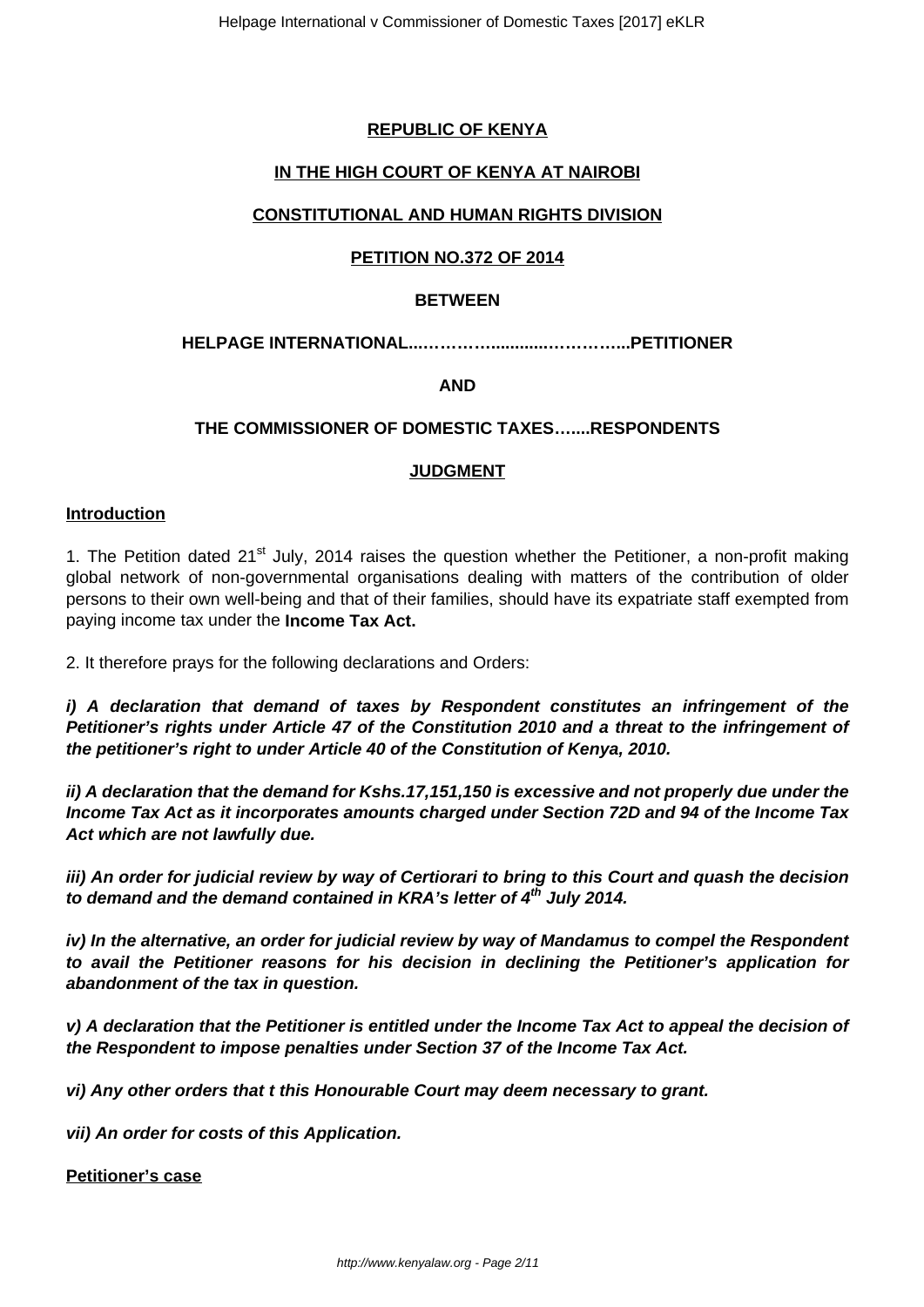**REPUBLIC OF KENYA**

**IN THE HIGH COURT OF KENYA AT NAIROBI**

**CONSTITUTIONAL AND HUMAN RIGHTS DIVISION**

**PETITION NO.372 OF 2014**

**BETWEEN**

**HELPAGE INTERNATIONAL...…………...........…………...PETITIONER**

**AND**

**THE COMMISSIONER OF DOMESTIC TAXES…....RESPONDENTS**

**JUDGMENT**

**Introduction**

1. The Petition dated 21st July, 2014 raises the question whether the Petitioner, a non-profit making global network of non-governmental organisations dealing with matters of the contribution of older persons to their own well-being and that of their families, should have its expatriate staff exempted from paying income tax under the **Income Tax Act.**

2. It therefore prays for the following declarations and Orders:

***i) A declaration that demand of taxes by Respondent constitutes an infringement of the Petitioner's rights under Article 47 of the Constitution 2010 and a threat to the infringement of the petitioner's right to under Article 40 of the Constitution of Kenya, 2010.***

***ii) A declaration that the demand for Kshs.17,151,150 is excessive and not properly due under the Income Tax Act as it incorporates amounts charged under Section 72D and 94 of the Income Tax Act which are not lawfully due.***

***iii) An order for judicial review by way of Certiorari to bring to this Court and quash the decision to demand and the demand contained in KRA's letter of 4th July 2014.***

***iv) In the alternative, an order for judicial review by way of Mandamus to compel the Respondent to avail the Petitioner reasons for his decision in declining the Petitioner's application for abandonment of the tax in question.***

***v) A declaration that the Petitioner is entitled under the Income Tax Act to appeal the decision of the Respondent to impose penalties under Section 37 of the Income Tax Act.***

***vi) Any other orders that t this Honourable Court may deem necessary to grant.***

***vii) An order for costs of this Application.***

**Petitioner's case**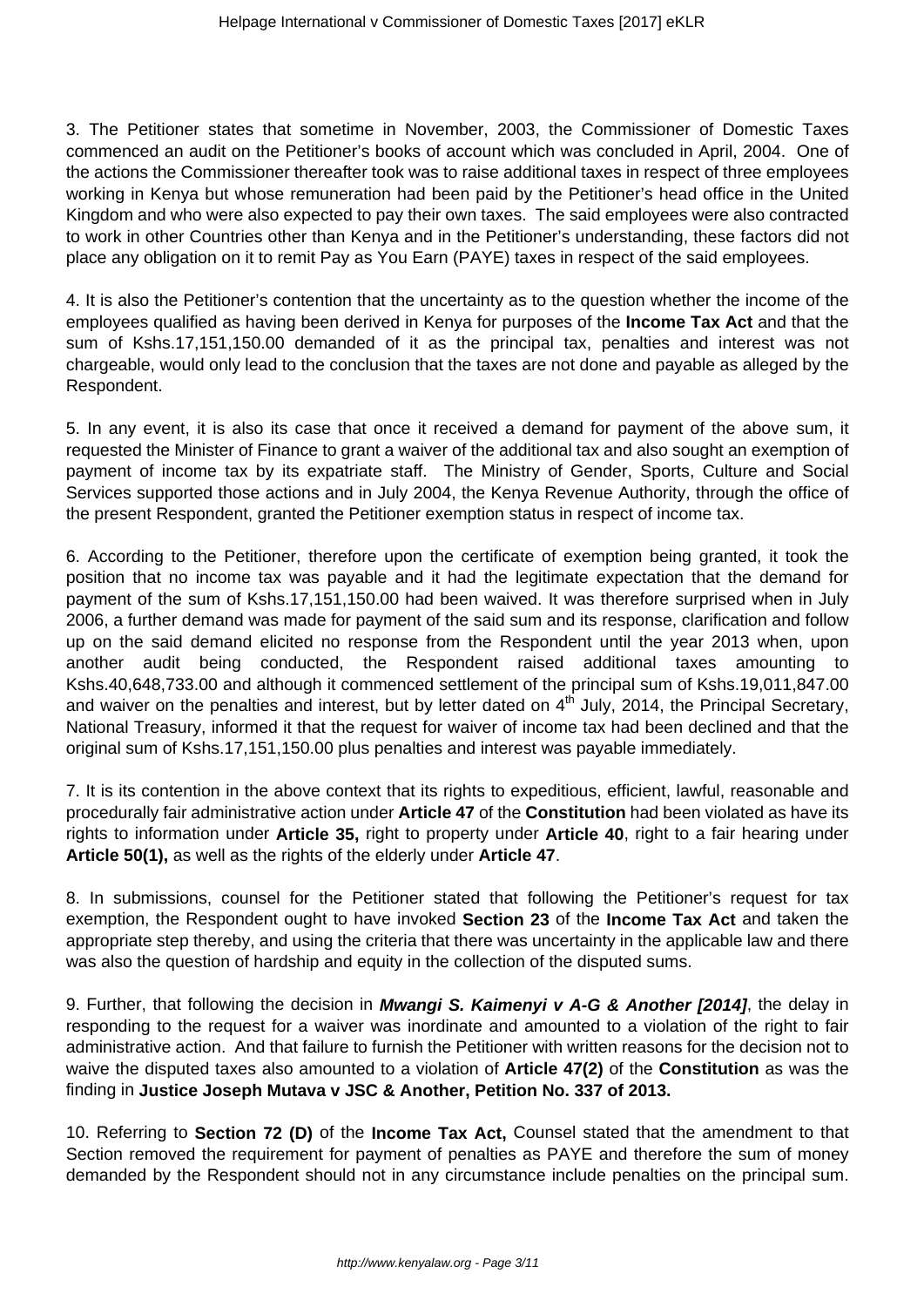3. The Petitioner states that sometime in November, 2003, the Commissioner of Domestic Taxes commenced an audit on the Petitioner's books of account which was concluded in April, 2004. One of the actions the Commissioner thereafter took was to raise additional taxes in respect of three employees working in Kenya but whose remuneration had been paid by the Petitioner's head office in the United Kingdom and who were also expected to pay their own taxes. The said employees were also contracted to work in other Countries other than Kenya and in the Petitioner's understanding, these factors did not place any obligation on it to remit Pay as You Earn (PAYE) taxes in respect of the said employees.

4. It is also the Petitioner's contention that the uncertainty as to the question whether the income of the employees qualified as having been derived in Kenya for purposes of the **Income Tax Act** and that the sum of Kshs.17,151,150.00 demanded of it as the principal tax, penalties and interest was not chargeable, would only lead to the conclusion that the taxes are not done and payable as alleged by the Respondent.

5. In any event, it is also its case that once it received a demand for payment of the above sum, it requested the Minister of Finance to grant a waiver of the additional tax and also sought an exemption of payment of income tax by its expatriate staff. The Ministry of Gender, Sports, Culture and Social Services supported those actions and in July 2004, the Kenya Revenue Authority, through the office of the present Respondent, granted the Petitioner exemption status in respect of income tax.

6. According to the Petitioner, therefore upon the certificate of exemption being granted, it took the position that no income tax was payable and it had the legitimate expectation that the demand for payment of the sum of Kshs.17,151,150.00 had been waived. It was therefore surprised when in July 2006, a further demand was made for payment of the said sum and its response, clarification and follow up on the said demand elicited no response from the Respondent until the year 2013 when, upon another audit being conducted, the Respondent raised additional taxes amounting to Kshs.40,648,733.00 and although it commenced settlement of the principal sum of Kshs.19,011,847.00 and waiver on the penalties and interest, but by letter dated on 4th July, 2014, the Principal Secretary, National Treasury, informed it that the request for waiver of income tax had been declined and that the original sum of Kshs.17,151,150.00 plus penalties and interest was payable immediately.

7. It is its contention in the above context that its rights to expeditious, efficient, lawful, reasonable and procedurally fair administrative action under **Article 47** of the **Constitution** had been violated as have its rights to information under **Article 35,** right to property under **Article 40**, right to a fair hearing under **Article 50(1),** as well as the rights of the elderly under **Article 47**.

8. In submissions, counsel for the Petitioner stated that following the Petitioner's request for tax exemption, the Respondent ought to have invoked **Section 23** of the **Income Tax Act** and taken the appropriate step thereby, and using the criteria that there was uncertainty in the applicable law and there was also the question of hardship and equity in the collection of the disputed sums.

9. Further, that following the decision in ***Mwangi S. Kaimenyi v A-G & Another [2014]***, the delay in responding to the request for a waiver was inordinate and amounted to a violation of the right to fair administrative action. And that failure to furnish the Petitioner with written reasons for the decision not to waive the disputed taxes also amounted to a violation of **Article 47(2)** of the **Constitution** as was the finding in **Justice Joseph Mutava v JSC & Another, Petition No. 337 of 2013.**

10. Referring to **Section 72 (D)** of the **Income Tax Act,** Counsel stated that the amendment to that Section removed the requirement for payment of penalties as PAYE and therefore the sum of money demanded by the Respondent should not in any circumstance include penalties on the principal sum.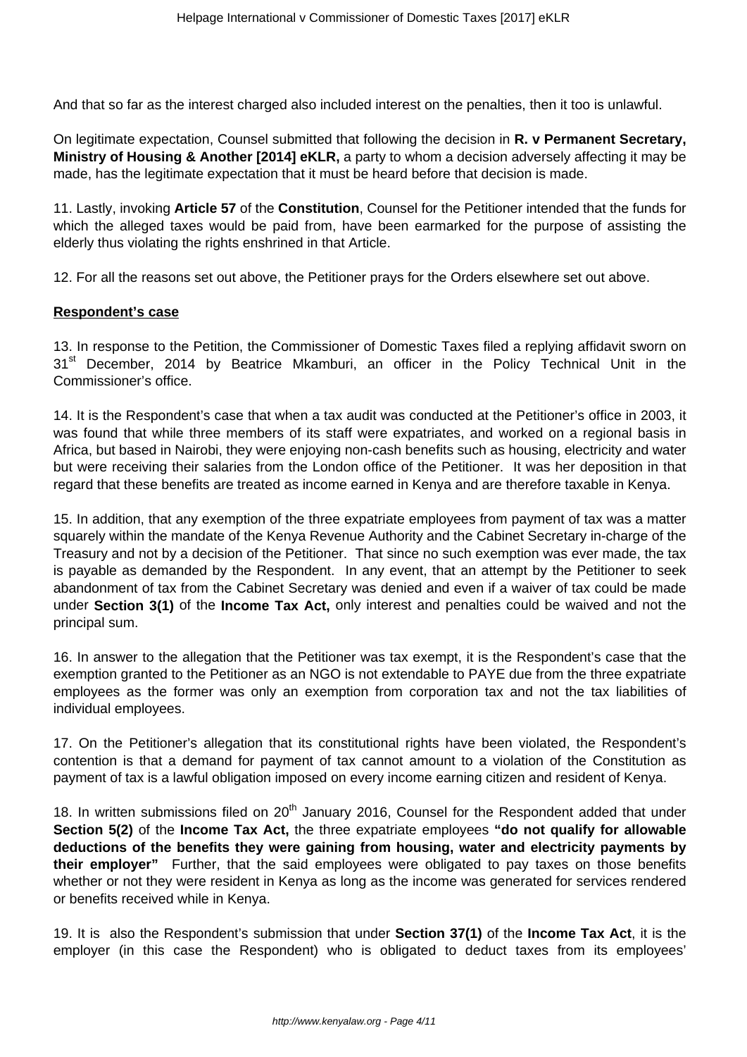And that so far as the interest charged also included interest on the penalties, then it too is unlawful.

On legitimate expectation, Counsel submitted that following the decision in **R. v Permanent Secretary, Ministry of Housing & Another [2014] eKLR,** a party to whom a decision adversely affecting it may be made, has the legitimate expectation that it must be heard before that decision is made.

11. Lastly, invoking **Article 57** of the **Constitution**, Counsel for the Petitioner intended that the funds for which the alleged taxes would be paid from, have been earmarked for the purpose of assisting the elderly thus violating the rights enshrined in that Article.

12. For all the reasons set out above, the Petitioner prays for the Orders elsewhere set out above.

**Respondent's case**

13. In response to the Petition, the Commissioner of Domestic Taxes filed a replying affidavit sworn on 31st December, 2014 by Beatrice Mkamburi, an officer in the Policy Technical Unit in the Commissioner's office.

14. It is the Respondent's case that when a tax audit was conducted at the Petitioner's office in 2003, it was found that while three members of its staff were expatriates, and worked on a regional basis in Africa, but based in Nairobi, they were enjoying non-cash benefits such as housing, electricity and water but were receiving their salaries from the London office of the Petitioner. It was her deposition in that regard that these benefits are treated as income earned in Kenya and are therefore taxable in Kenya.

15. In addition, that any exemption of the three expatriate employees from payment of tax was a matter squarely within the mandate of the Kenya Revenue Authority and the Cabinet Secretary in-charge of the Treasury and not by a decision of the Petitioner. That since no such exemption was ever made, the tax is payable as demanded by the Respondent. In any event, that an attempt by the Petitioner to seek abandonment of tax from the Cabinet Secretary was denied and even if a waiver of tax could be made under **Section 3(1)** of the **Income Tax Act,** only interest and penalties could be waived and not the principal sum.

16. In answer to the allegation that the Petitioner was tax exempt, it is the Respondent's case that the exemption granted to the Petitioner as an NGO is not extendable to PAYE due from the three expatriate employees as the former was only an exemption from corporation tax and not the tax liabilities of individual employees.

17. On the Petitioner's allegation that its constitutional rights have been violated, the Respondent's contention is that a demand for payment of tax cannot amount to a violation of the Constitution as payment of tax is a lawful obligation imposed on every income earning citizen and resident of Kenya.

18. In written submissions filed on 20th January 2016, Counsel for the Respondent added that under **Section 5(2)** of the **Income Tax Act,** the three expatriate employees **"do not qualify for allowable deductions of the benefits they were gaining from housing, water and electricity payments by their employer"** Further, that the said employees were obligated to pay taxes on those benefits whether or not they were resident in Kenya as long as the income was generated for services rendered or benefits received while in Kenya.

19. It is also the Respondent's submission that under **Section 37(1)** of the **Income Tax Act**, it is the employer (in this case the Respondent) who is obligated to deduct taxes from its employees'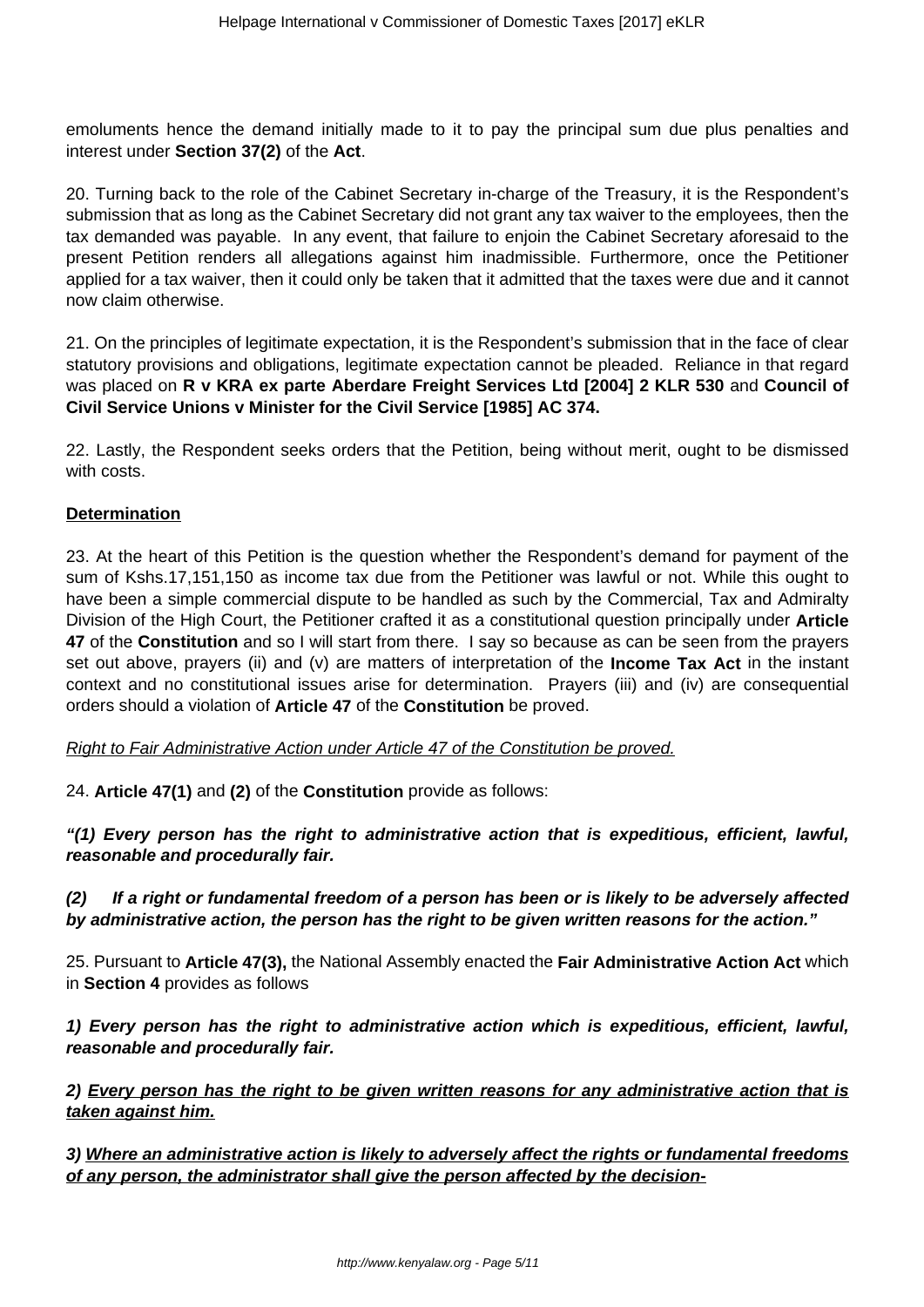emoluments hence the demand initially made to it to pay the principal sum due plus penalties and interest under **Section 37(2)** of the **Act**.

20. Turning back to the role of the Cabinet Secretary in-charge of the Treasury, it is the Respondent's submission that as long as the Cabinet Secretary did not grant any tax waiver to the employees, then the tax demanded was payable. In any event, that failure to enjoin the Cabinet Secretary aforesaid to the present Petition renders all allegations against him inadmissible. Furthermore, once the Petitioner applied for a tax waiver, then it could only be taken that it admitted that the taxes were due and it cannot now claim otherwise.

21. On the principles of legitimate expectation, it is the Respondent's submission that in the face of clear statutory provisions and obligations, legitimate expectation cannot be pleaded. Reliance in that regard was placed on **R v KRA ex parte Aberdare Freight Services Ltd [2004] 2 KLR 530** and **Council of Civil Service Unions v Minister for the Civil Service [1985] AC 374.**

22. Lastly, the Respondent seeks orders that the Petition, being without merit, ought to be dismissed with costs.

**Determination**

23. At the heart of this Petition is the question whether the Respondent's demand for payment of the sum of Kshs.17,151,150 as income tax due from the Petitioner was lawful or not. While this ought to have been a simple commercial dispute to be handled as such by the Commercial, Tax and Admiralty Division of the High Court, the Petitioner crafted it as a constitutional question principally under **Article 47** of the **Constitution** and so I will start from there. I say so because as can be seen from the prayers set out above, prayers (ii) and (v) are matters of interpretation of the **Income Tax Act** in the instant context and no constitutional issues arise for determination. Prayers (iii) and (iv) are consequential orders should a violation of **Article 47** of the **Constitution** be proved.

*Right to Fair Administrative Action under Article 47 of the Constitution be proved.*

24. **Article 47(1)** and **(2)** of the **Constitution** provide as follows:

***"(1) Every person has the right to administrative action that is expeditious, efficient, lawful, reasonable and procedurally fair.***

***(2) If a right or fundamental freedom of a person has been or is likely to be adversely affected by administrative action, the person has the right to be given written reasons for the action."***

25. Pursuant to **Article 47(3),** the National Assembly enacted the **Fair Administrative Action Act** which in **Section 4** provides as follows

**1) Every person has the right to administrative action which is expeditious, efficient, lawful, reasonable and procedurally fair.**

**2) Every person has the right to be given written reasons for any administrative action that is taken against him.**

**3) Where an administrative action is likely to adversely affect the rights or fundamental freedoms of any person, the administrator shall give the person affected by the decision-**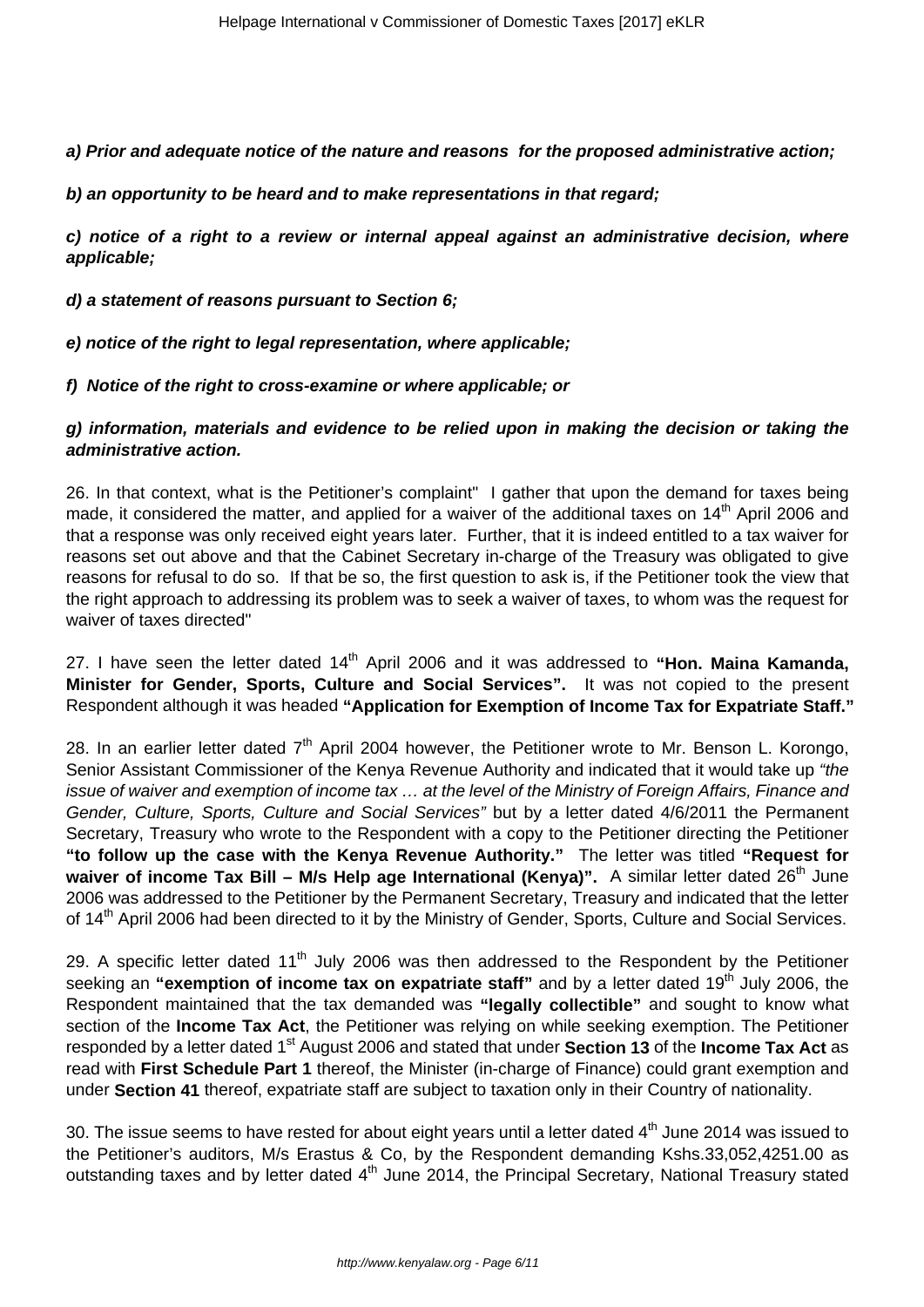***a) Prior and adequate notice of the nature and reasons for the proposed administrative action;***

***b) an opportunity to be heard and to make representations in that regard;***

***c) notice of a right to a review or internal appeal against an administrative decision, where applicable;***

***d) a statement of reasons pursuant to Section 6;***

***e) notice of the right to legal representation, where applicable;***

***f) Notice of the right to cross-examine or where applicable; or***

***g) information, materials and evidence to be relied upon in making the decision or taking the administrative action.***

26. In that context, what is the Petitioner's complaint" I gather that upon the demand for taxes being made, it considered the matter, and applied for a waiver of the additional taxes on 14th April 2006 and that a response was only received eight years later. Further, that it is indeed entitled to a tax waiver for reasons set out above and that the Cabinet Secretary in-charge of the Treasury was obligated to give reasons for refusal to do so. If that be so, the first question to ask is, if the Petitioner took the view that the right approach to addressing its problem was to seek a waiver of taxes, to whom was the request for waiver of taxes directed"

27. I have seen the letter dated 14th April 2006 and it was addressed to **"Hon. Maina Kamanda, Minister for Gender, Sports, Culture and Social Services".** It was not copied to the present Respondent although it was headed **"Application for Exemption of Income Tax for Expatriate Staff."**

28. In an earlier letter dated 7th April 2004 however, the Petitioner wrote to Mr. Benson L. Korongo, Senior Assistant Commissioner of the Kenya Revenue Authority and indicated that it would take up *"the issue of waiver and exemption of income tax … at the level of the Ministry of Foreign Affairs, Finance and Gender, Culture, Sports, Culture and Social Services"* but by a letter dated 4/6/2011 the Permanent Secretary, Treasury who wrote to the Respondent with a copy to the Petitioner directing the Petitioner **"to follow up the case with the Kenya Revenue Authority."** The letter was titled **"Request for waiver of income Tax Bill – M/s Help age International (Kenya)".** A similar letter dated 26th June 2006 was addressed to the Petitioner by the Permanent Secretary, Treasury and indicated that the letter of 14th April 2006 had been directed to it by the Ministry of Gender, Sports, Culture and Social Services.

29. A specific letter dated 11th July 2006 was then addressed to the Respondent by the Petitioner seeking an **"exemption of income tax on expatriate staff"** and by a letter dated 19th July 2006, the Respondent maintained that the tax demanded was **"legally collectible"** and sought to know what section of the **Income Tax Act**, the Petitioner was relying on while seeking exemption. The Petitioner responded by a letter dated 1st August 2006 and stated that under **Section 13** of the **Income Tax Act** as read with **First Schedule Part 1** thereof, the Minister (in-charge of Finance) could grant exemption and under **Section 41** thereof, expatriate staff are subject to taxation only in their Country of nationality.

30. The issue seems to have rested for about eight years until a letter dated 4th June 2014 was issued to the Petitioner's auditors, M/s Erastus & Co, by the Respondent demanding Kshs.33,052,4251.00 as outstanding taxes and by letter dated 4th June 2014, the Principal Secretary, National Treasury stated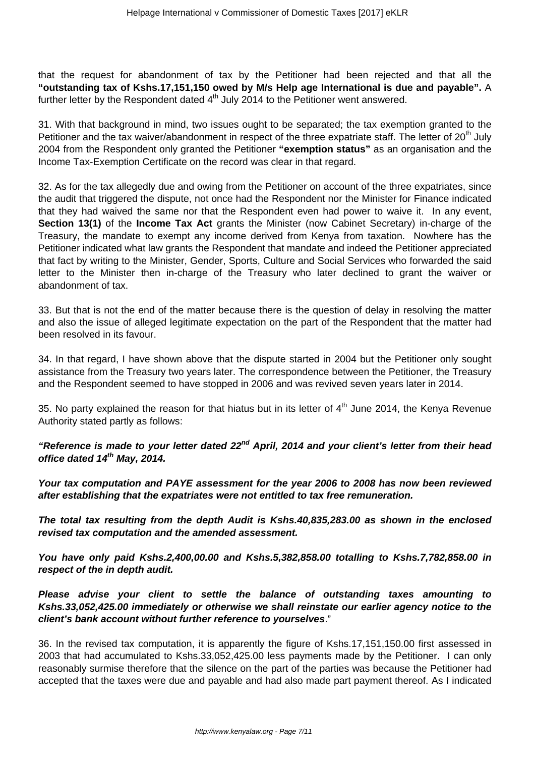that the request for abandonment of tax by the Petitioner had been rejected and that all the **"outstanding tax of Kshs.17,151,150 owed by M/s Help age International is due and payable".** A further letter by the Respondent dated 4th July 2014 to the Petitioner went answered.

31. With that background in mind, two issues ought to be separated; the tax exemption granted to the Petitioner and the tax waiver/abandonment in respect of the three expatriate staff. The letter of 20th July 2004 from the Respondent only granted the Petitioner **"exemption status"** as an organisation and the Income Tax-Exemption Certificate on the record was clear in that regard.

32. As for the tax allegedly due and owing from the Petitioner on account of the three expatriates, since the audit that triggered the dispute, not once had the Respondent nor the Minister for Finance indicated that they had waived the same nor that the Respondent even had power to waive it. In any event, **Section 13(1)** of the **Income Tax Act** grants the Minister (now Cabinet Secretary) in-charge of the Treasury, the mandate to exempt any income derived from Kenya from taxation. Nowhere has the Petitioner indicated what law grants the Respondent that mandate and indeed the Petitioner appreciated that fact by writing to the Minister, Gender, Sports, Culture and Social Services who forwarded the said letter to the Minister then in-charge of the Treasury who later declined to grant the waiver or abandonment of tax.

33. But that is not the end of the matter because there is the question of delay in resolving the matter and also the issue of alleged legitimate expectation on the part of the Respondent that the matter had been resolved in its favour.

34. In that regard, I have shown above that the dispute started in 2004 but the Petitioner only sought assistance from the Treasury two years later. The correspondence between the Petitioner, the Treasury and the Respondent seemed to have stopped in 2006 and was revived seven years later in 2014.

35. No party explained the reason for that hiatus but in its letter of 4th June 2014, the Kenya Revenue Authority stated partly as follows:

***"Reference is made to your letter dated 22nd April, 2014 and your client's letter from their head office dated 14th May, 2014.***

***Your tax computation and PAYE assessment for the year 2006 to 2008 has now been reviewed after establishing that the expatriates were not entitled to tax free remuneration.***

***The total tax resulting from the depth Audit is Kshs.40,835,283.00 as shown in the enclosed revised tax computation and the amended assessment.***

***You have only paid Kshs.2,400,00.00 and Kshs.5,382,858.00 totalling to Kshs.7,782,858.00 in respect of the in depth audit.***

***Please advise your client to settle the balance of outstanding taxes amounting to Kshs.33,052,425.00 immediately or otherwise we shall reinstate our earlier agency notice to the client's bank account without further reference to yourselves.***"

36. In the revised tax computation, it is apparently the figure of Kshs.17,151,150.00 first assessed in 2003 that had accumulated to Kshs.33,052,425.00 less payments made by the Petitioner. I can only reasonably surmise therefore that the silence on the part of the parties was because the Petitioner had accepted that the taxes were due and payable and had also made part payment thereof. As I indicated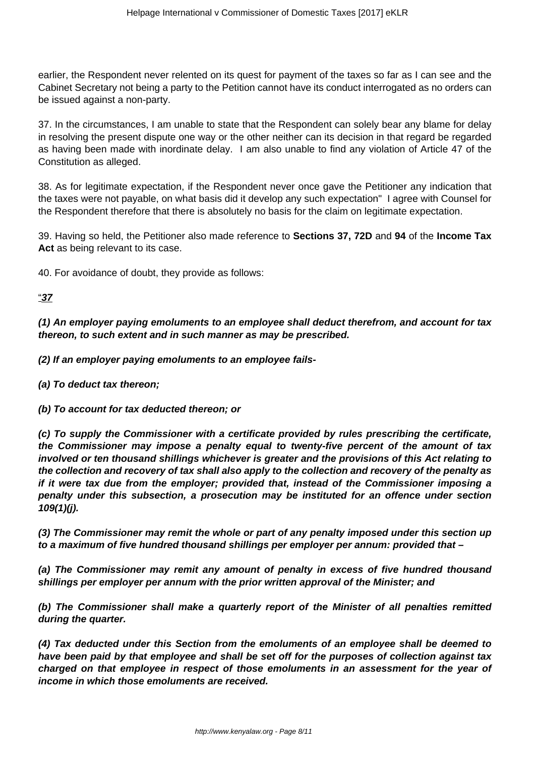earlier, the Respondent never relented on its quest for payment of the taxes so far as I can see and the Cabinet Secretary not being a party to the Petition cannot have its conduct interrogated as no orders can be issued against a non-party.

37. In the circumstances, I am unable to state that the Respondent can solely bear any blame for delay in resolving the present dispute one way or the other neither can its decision in that regard be regarded as having been made with inordinate delay. I am also unable to find any violation of Article 47 of the Constitution as alleged.

38. As for legitimate expectation, if the Respondent never once gave the Petitioner any indication that the taxes were not payable, on what basis did it develop any such expectation" I agree with Counsel for the Respondent therefore that there is absolutely no basis for the claim on legitimate expectation.

39. Having so held, the Petitioner also made reference to **Sections 37, 72D** and **94** of the **Income Tax Act** as being relevant to its case.

40. For avoidance of doubt, they provide as follows:

"**37**

**(1) An employer paying emoluments to an employee shall deduct therefrom, and account for tax thereon, to such extent and in such manner as may be prescribed.**

**(2) If an employer paying emoluments to an employee fails-**

**(a) To deduct tax thereon;**

**(b) To account for tax deducted thereon; or**

**(c) To supply the Commissioner with a certificate provided by rules prescribing the certificate, the Commissioner may impose a penalty equal to twenty-five percent of the amount of tax involved or ten thousand shillings whichever is greater and the provisions of this Act relating to the collection and recovery of tax shall also apply to the collection and recovery of the penalty as if it were tax due from the employer; provided that, instead of the Commissioner imposing a penalty under this subsection, a prosecution may be instituted for an offence under section 109(1)(j).**

**(3) The Commissioner may remit the whole or part of any penalty imposed under this section up to a maximum of five hundred thousand shillings per employer per annum: provided that –**

**(a) The Commissioner may remit any amount of penalty in excess of five hundred thousand shillings per employer per annum with the prior written approval of the Minister; and**

**(b) The Commissioner shall make a quarterly report of the Minister of all penalties remitted during the quarter.**

**(4) Tax deducted under this Section from the emoluments of an employee shall be deemed to have been paid by that employee and shall be set off for the purposes of collection against tax charged on that employee in respect of those emoluments in an assessment for the year of income in which those emoluments are received.**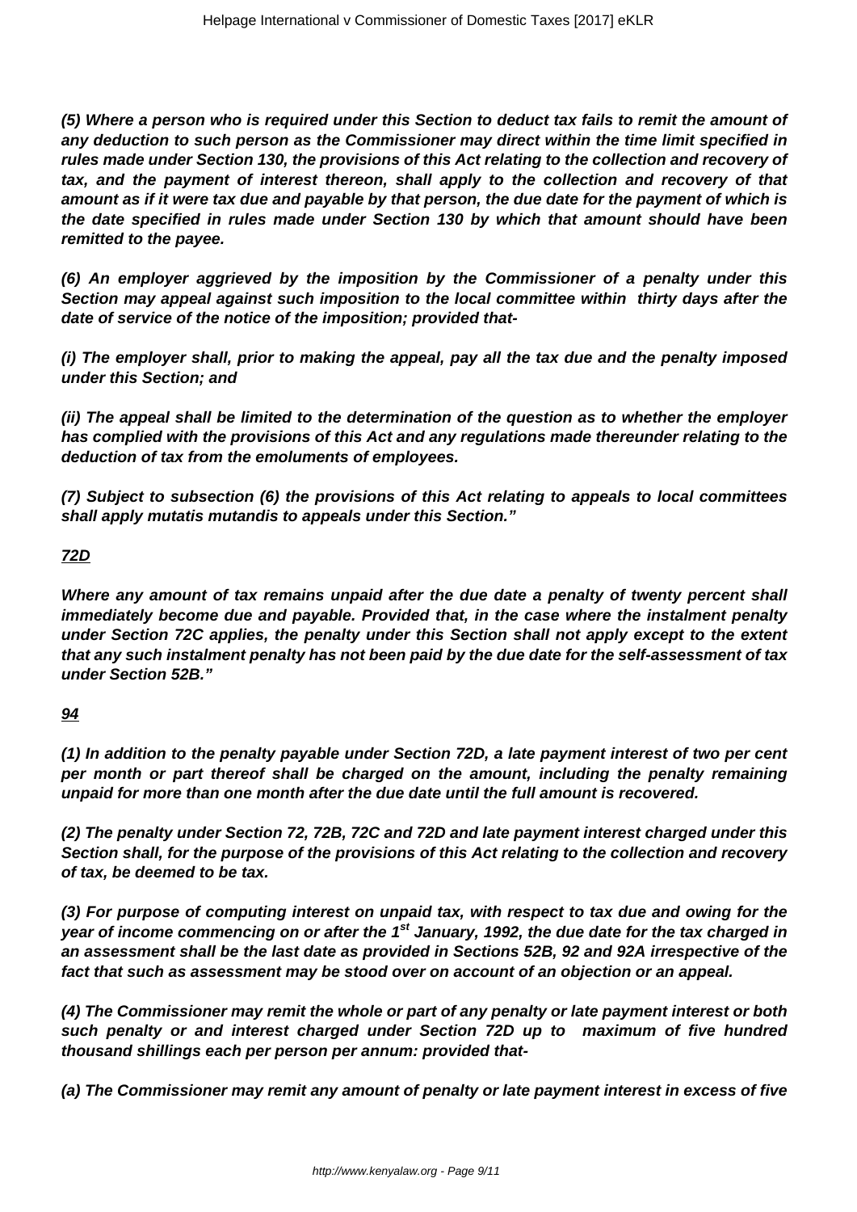**(5) Where a person who is required under this Section to deduct tax fails to remit the amount of any deduction to such person as the Commissioner may direct within the time limit specified in rules made under Section 130, the provisions of this Act relating to the collection and recovery of tax, and the payment of interest thereon, shall apply to the collection and recovery of that amount as if it were tax due and payable by that person, the due date for the payment of which is the date specified in rules made under Section 130 by which that amount should have been remitted to the payee.**

**(6) An employer aggrieved by the imposition by the Commissioner of a penalty under this Section may appeal against such imposition to the local committee within thirty days after the date of service of the notice of the imposition; provided that-**

**(i) The employer shall, prior to making the appeal, pay all the tax due and the penalty imposed under this Section; and**

**(ii) The appeal shall be limited to the determination of the question as to whether the employer has complied with the provisions of this Act and any regulations made thereunder relating to the deduction of tax from the emoluments of employees.**

**(7) Subject to subsection (6) the provisions of this Act relating to appeals to local committees shall apply mutatis mutandis to appeals under this Section."**

**72D**

**Where any amount of tax remains unpaid after the due date a penalty of twenty percent shall immediately become due and payable. Provided that, in the case where the instalment penalty under Section 72C applies, the penalty under this Section shall not apply except to the extent that any such instalment penalty has not been paid by the due date for the self-assessment of tax under Section 52B."**

**94**

**(1) In addition to the penalty payable under Section 72D, a late payment interest of two per cent per month or part thereof shall be charged on the amount, including the penalty remaining unpaid for more than one month after the due date until the full amount is recovered.**

**(2) The penalty under Section 72, 72B, 72C and 72D and late payment interest charged under this Section shall, for the purpose of the provisions of this Act relating to the collection and recovery of tax, be deemed to be tax.**

**(3) For purpose of computing interest on unpaid tax, with respect to tax due and owing for the year of income commencing on or after the 1st January, 1992, the due date for the tax charged in an assessment shall be the last date as provided in Sections 52B, 92 and 92A irrespective of the fact that such as assessment may be stood over on account of an objection or an appeal.**

**(4) The Commissioner may remit the whole or part of any penalty or late payment interest or both such penalty or and interest charged under Section 72D up to maximum of five hundred thousand shillings each per person per annum: provided that-**

**(a) The Commissioner may remit any amount of penalty or late payment interest in excess of five**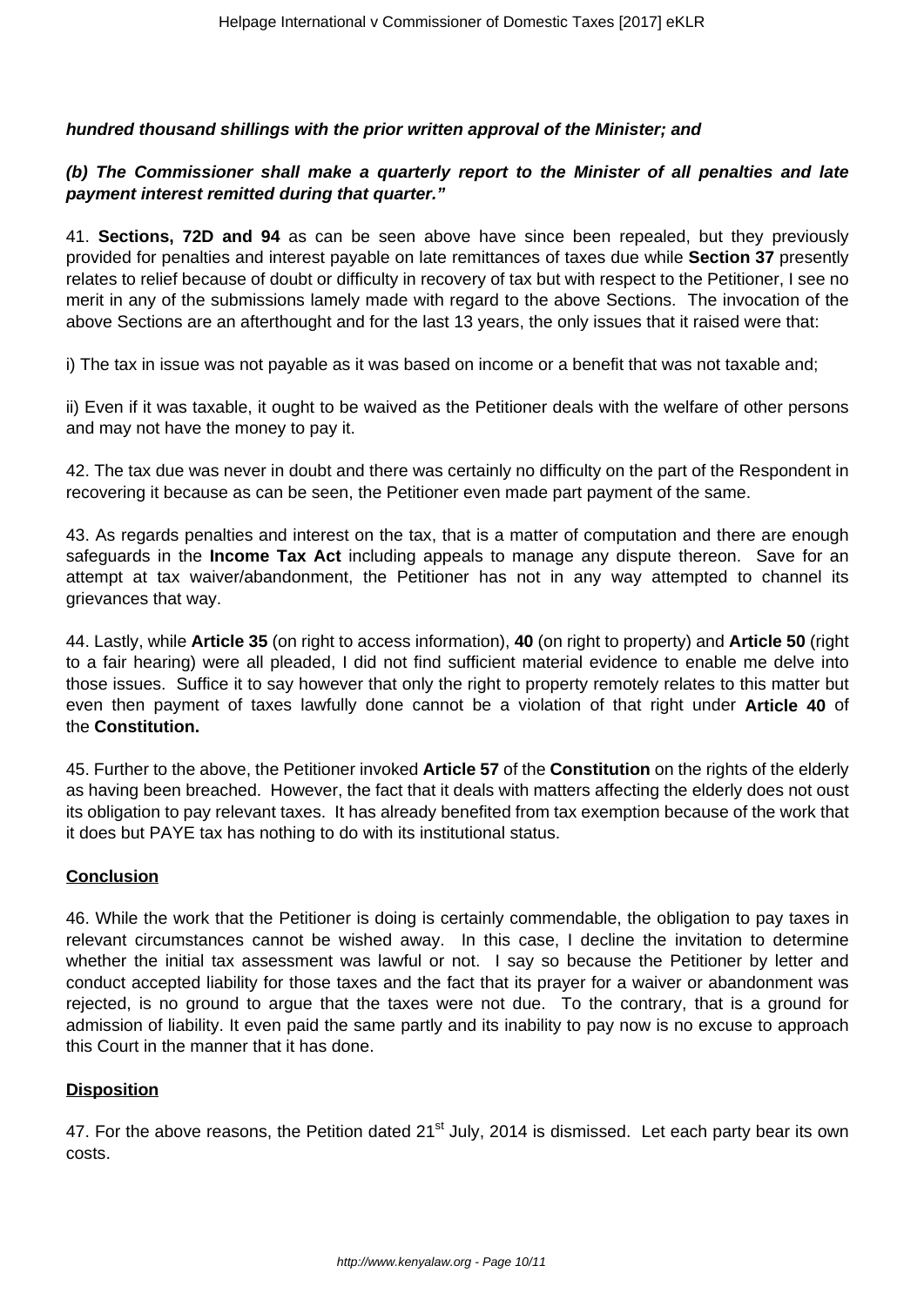***hundred thousand shillings with the prior written approval of the Minister; and***

***(b) The Commissioner shall make a quarterly report to the Minister of all penalties and late payment interest remitted during that quarter."***

41. **Sections, 72D and 94** as can be seen above have since been repealed, but they previously provided for penalties and interest payable on late remittances of taxes due while **Section 37** presently relates to relief because of doubt or difficulty in recovery of tax but with respect to the Petitioner, I see no merit in any of the submissions lamely made with regard to the above Sections. The invocation of the above Sections are an afterthought and for the last 13 years, the only issues that it raised were that:

i) The tax in issue was not payable as it was based on income or a benefit that was not taxable and;

ii) Even if it was taxable, it ought to be waived as the Petitioner deals with the welfare of other persons and may not have the money to pay it.

42. The tax due was never in doubt and there was certainly no difficulty on the part of the Respondent in recovering it because as can be seen, the Petitioner even made part payment of the same.

43. As regards penalties and interest on the tax, that is a matter of computation and there are enough safeguards in the **Income Tax Act** including appeals to manage any dispute thereon. Save for an attempt at tax waiver/abandonment, the Petitioner has not in any way attempted to channel its grievances that way.

44. Lastly, while **Article 35** (on right to access information), **40** (on right to property) and **Article 50** (right to a fair hearing) were all pleaded, I did not find sufficient material evidence to enable me delve into those issues. Suffice it to say however that only the right to property remotely relates to this matter but even then payment of taxes lawfully done cannot be a violation of that right under **Article 40** of the **Constitution.**

45. Further to the above, the Petitioner invoked **Article 57** of the **Constitution** on the rights of the elderly as having been breached. However, the fact that it deals with matters affecting the elderly does not oust its obligation to pay relevant taxes. It has already benefited from tax exemption because of the work that it does but PAYE tax has nothing to do with its institutional status.

**Conclusion**

46. While the work that the Petitioner is doing is certainly commendable, the obligation to pay taxes in relevant circumstances cannot be wished away. In this case, I decline the invitation to determine whether the initial tax assessment was lawful or not. I say so because the Petitioner by letter and conduct accepted liability for those taxes and the fact that its prayer for a waiver or abandonment was rejected, is no ground to argue that the taxes were not due. To the contrary, that is a ground for admission of liability. It even paid the same partly and its inability to pay now is no excuse to approach this Court in the manner that it has done.

**Disposition**

47. For the above reasons, the Petition dated 21st July, 2014 is dismissed. Let each party bear its own costs.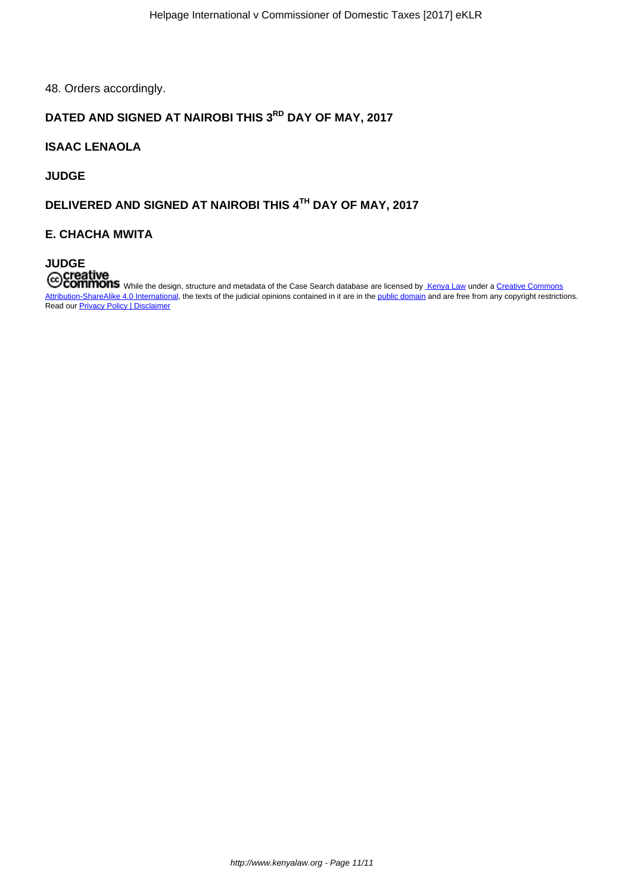48. Orders accordingly.

**DATED AND SIGNED AT NAIROBI THIS 3RD DAY OF MAY, 2017**

**ISAAC LENAOLA**

**JUDGE**

**DELIVERED AND SIGNED AT NAIROBI THIS 4TH DAY OF MAY, 2017**

**E. CHACHA MWITA**

**JUDGE**

While the design, structure and metadata of the Case Search database are licensed by Kenya Law under a Creative Commons Attribution-ShareAlike 4.0 International, the texts of the judicial opinions contained in it are in the public domain and are free from any copyright restrictions. Read our Privacy Policy | Disclaimer